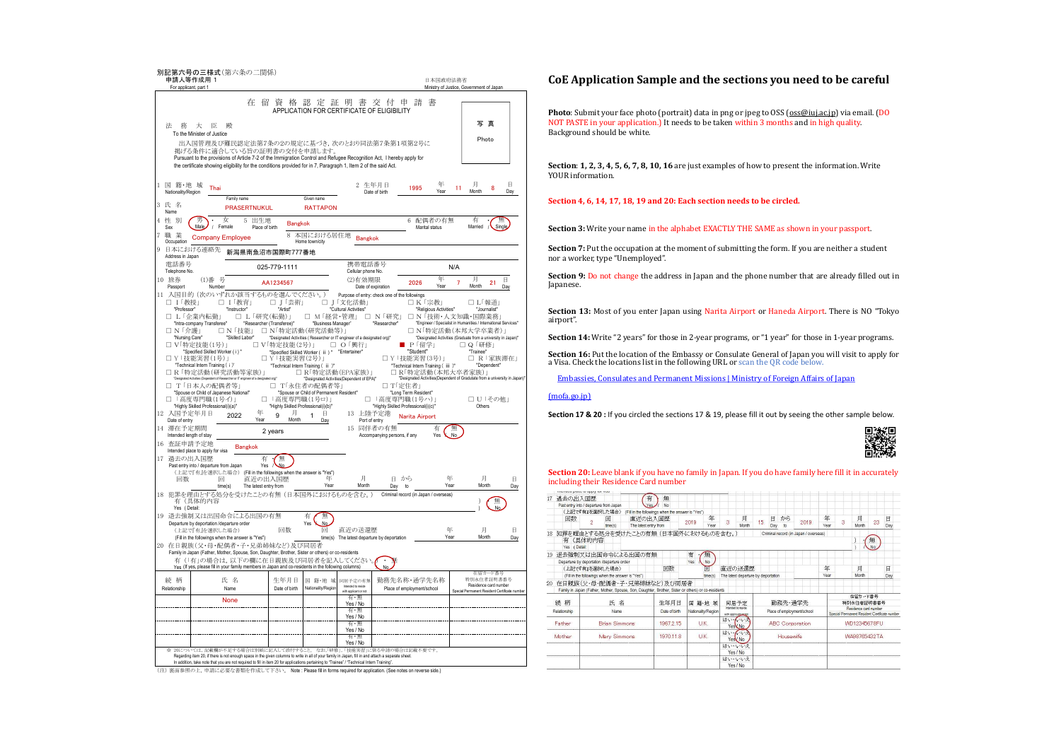別記第六号の三様式（第六条の二関係）
申請人等作成用 1
For applicant, part 1

日本国政府法務省
Ministry of Justice, Government of Japan

# 在 留 資 格 認 定 証 明 書 交 付 申 請 書
APPLICATION FOR CERTIFICATE OF ELIGIBILITY

写 真
Photo

法 務 大 臣 殿
To the Minister of Justice

出入国管理及び難民認定法第7条の2の規定に基づき，次のとおり同法第7条第1項第2号に掲げる条件に適合している旨の証明書の交付を申請します。
Pursuant to the provisions of Article 7-2 of the Immigration Control and Refugee Recognition Act, I hereby apply for the certificate showing eligibility for the conditions provided for in 7, Paragraph 1, Item 2 of the said Act.

1 国 籍・地 域 Nationality/Region: Thai
2 生年月日 Date of birth: 1995 年 Year 11 月 Month 8 日 Day
3 氏 名 Name: Family name PRASERTNUKUL Given name RATTAPON
4 性 別 Sex: (男 Male) / 女 Female
5 出生地 Place of birth: Bangkok
6 配偶者の有無 Marital status: 有 Married / (無 Single)
7 職 業 Occupation: Company Employee
8 本国における居住地 Home town/city: Bangkok
9 日本における連絡先 Address in Japan: 新潟県南魚沼市国際町777番地
電話番号 Telephone No.: 025-779-1111
携帯電話番号 Cellular phone No.: N/A
10 旅券 Passport (1)番 号 Number: AA1234567 (2)有効期限 Date of expiration: 2026 年 Year 7 月 Month 21 日 Day
11 入国目的（次のいずれか該当するものを選んでください。） Purpose of entry: check one of the followings
□ I「教授」"Professor" □ I「教育」"Instructor" □ J「芸術」"Artist" □ J「文化活動」"Cultural Activities" □ K「宗教」"Religious Activities" □ L「報道」"Journalist"
□ L「企業内転勤」"Intra-company Transferee" □ L「研究(転勤)」"Researcher (Transferee)" □ M「経営・管理」"Business Manager" □ N「研究」"Researcher" □ N「技術・人文知識・国際業務」"Engineer / Specialist in Humanities / International Services"
□ N「介護」"Nursing Care" □ N「技能」"Skilled Labor" □ N「特定活動（研究活動等）」"Designated Activities ( Researcher or IT engineer of a designated org)" □ N「特定活動（本邦大学卒業者）」"Designated Activities (Graduate from a university in Japan)"
□ V「特定技能(1号)」"Specified Skilled Worker ( i )" □ V「特定技能(2号)」"Specified Skilled Worker ( ii )" □ O「興行」"Entertainer" ■ P「留学」"Student" □ Q「研修」"Trainee"
□ Y「技能実習(1号)」"Technical Intern Training ( i )" □ Y「技能実習(2号)」"Technical Intern Training ( ii )" □ Y「技能実習(3号)」"Technical Intern Training ( iii )" □ R「家族滞在」"Dependent"
□ R「特定活動(研究活動等家族)」"Designated Activities (Dependent of Researcher or IT engineer of a designated org)" □ R「特定活動(EPA家族)」"Designated Activities(Dependent of EPA)" □ R「特定活動(本邦大卒者家族)」"Designated Activities(Dependent of Graduate from a university in Japan)"
□ T「日本人の配偶者等」"Spouse or Child of Japanese National" □ T「永住者の配偶者等」"Spouse or Child of Permanent Resident" □ T「定住者」"Long Term Resident"
□「高度専門職(1号イ)」"Highly Skilled Professional(i)(a)" □「高度専門職(1号ロ)」"Highly Skilled Professional(i)(b)" □「高度専門職(1号ハ)」"Highly Skilled Professional(i)(c)" □ U「その他」Others
12 入国予定年月日 Date of entry: 2022 年 Year 9 月 Month 1 日 Day
13 上陸予定港 Port of entry: Narita Airport
14 滞在予定期間 Intended length of stay: 2 years
15 同伴者の有無 Accompanying persons, if any: 有 Yes / (無 No)
16 査証申請予定地 Intended place to apply for visa: Bangkok
17 過去の出入国歴 Past entry into / departure from Japan: 有 Yes / (無 No)
（上記で『有』を選択した場合） (Fill in the followings when the answer is "Yes")
回数 回 time(s) 直近の出入国歴 The latest entry from 年 Year 月 Month 日 Day から to 年 Year 月 Month 日 Day
18 犯罪を理由とする処分を受けたことの有無（日本国外におけるものを含む。） Criminal record (in Japan / overseas)
有（具体的内容 Yes ( Detail: ） / (無 No)
19 退去強制又は出国命令による出国の有無 Departure by deportation /departure order: 有 Yes / (無 No)
（上記で『有』を選択した場合） (Fill in the followings when the answer is "Yes") 回数 回 time(s) 直近の送還歴 The latest departure by deportation 年 Year 月 Month 日 Day
20 在日親族（父・母・配偶者・子・兄弟姉妹など）及び同居者 Family in Japan (Father, Mother, Spouse, Son, Daughter, Brother, Sister or others) or co-residents
有（「有」の場合は，以下の欄に在日親族及び同居者を記入してください。） Yes (If yes, please fill in your family members in Japan and co-residents in the following columns) ・ (無 No)

| 続 柄 Relationship | 氏 名 Name | 生年月日 Date of birth | 国 籍・地 域 Nationality/Region | 同居予定の有無 Intended to reside with applicant or not | 勤務先名称・通学先名称 Place of employment/school | 在留カード番号 特別永住者証明書番号 Residence card number Special Permanent Resident Certificate number |
|---|---|---|---|---|---|---|
| | None | | | 有・無 Yes / No | | |
| | | | | 有・無 Yes / No | | |
| | | | | 有・無 Yes / No | | |
| | | | | 有・無 Yes / No | | |
| | | | | 有・無 Yes / No | | |

※ 20については，記載欄が不足する場合は別紙に記入して添付すること。なお，「研修」，「技能実習」に係る申請の場合は記載不要です。
Regarding item 20, if there is not enough space in the given columns to write in all of your family in Japan, fill in and attach a separate sheet.
In addition, take note that you are not required to fill in item 20 for applications pertaining to "Trainee" / "Technical Intern Training".

（注）裏面参照の上，申請に必要な書類を作成して下さい。 Note : Please fill in forms required for application. (See notes on reverse side.)

## CoE Application Sample and the sections you need to be careful

**Photo**: Submit your face photo (portrait) data in png or jpeg to OSS (oss@iuj.ac.jp) via email. (DO NOT PASTE in your application.) It needs to be taken within 3 months and in high quality. Background should be white.

**Section**: **1, 2, 3, 4, 5, 6, 7, 8, 10, 16** are just examples of how to present the information. Write YOUR information.

**Section 4, 6, 14, 17, 18, 19 and 20: Each section needs to be circled.**

**Section 3:** Write your name in the alphabet EXACTLY THE SAME as shown in your passport.

**Section 7:** Put the occupation at the moment of submitting the form. If you are neither a student nor a worker, type "Unemployed".

**Section 9:** Do not change the address in Japan and the phone number that are already filled out in Japanese.

**Section 13:** Most of you enter Japan using Narita Airport or Haneda Airport. There is NO "Tokyo airport".

**Section 14:** Write "2 years" for those in 2-year programs, or "1 year" for those in 1-year programs.

**Section 16:** Put the location of the Embassy or Consulate General of Japan you will visit to apply for a Visa. Check the locations list in the following URL or scan the QR code below.

Embassies, Consulates and Permanent Missions | Ministry of Foreign Affairs of Japan (mofa.go.jp)

**Section 17 & 20 :** If you circled the sections 17 & 19, please fill it out by seeing the other sample below.

**Section 20:** Leave blank if you have no family in Japan. If you do have family here fill it in accurately including their Residence Card number

17 過去の出入国歴 Past entry into / departure from Japan: (有 Yes) / 無 No
（上記で『有』を選択した場合） (Fill in the followings when the answer is "Yes")
回数 2 回 time(s) 直近の出入国歴 The latest entry from 2019 年 Year 3 月 Month 15 日 Day から to 2019 年 Year 3 月 Month 23 日 Day
18 犯罪を理由とする処分を受けたことの有無（日本国外におけるものを含む。） Criminal record (in Japan / overseas): 有（具体的内容 Yes ( Detail: ） / (無 No)
19 退去強制又は出国命令による出国の有無 Departure by deportation /departure order: 有 Yes / (無 No)
（上記で『有』を選択した場合） (Fill in the followings when the answer is "Yes") 回数 回 time(s) 直近の送還歴 The latest departure by deportation 年 Year 月 Month 日 Day
20 在日親族（父・母・配偶者・子・兄弟姉妹など）及び同居者 Family in Japan (Father, Mother, Spouse, Son, Daughter, Brother, Sister or others) or co-residents

| 続 柄 Relationship | 氏 名 Name | 生年月日 Date of birth | 国 籍・地 域 Nationality/Region | 同居予定 Intended to reside with applicant | 勤務先・通学先 Place of employment/school | 在留カード番号 特別永住者証明書番号 Residence card number Special Permanent Resident Certificate number |
|---|---|---|---|---|---|---|
| Father | Brian Simmons | 1967.2.15 | U.K. | はい・(いいえ) Yes/(No) | ABC Corporation | WD12345678FU |
| Mother | Mary Simmons | 1970.11.8 | U.K. | はい・(いいえ) Yes/(No) | Housewife | WA98765432TA |
| | | | | はい・いいえ Yes / No | | |
| | | | | はい・いいえ Yes / No | | |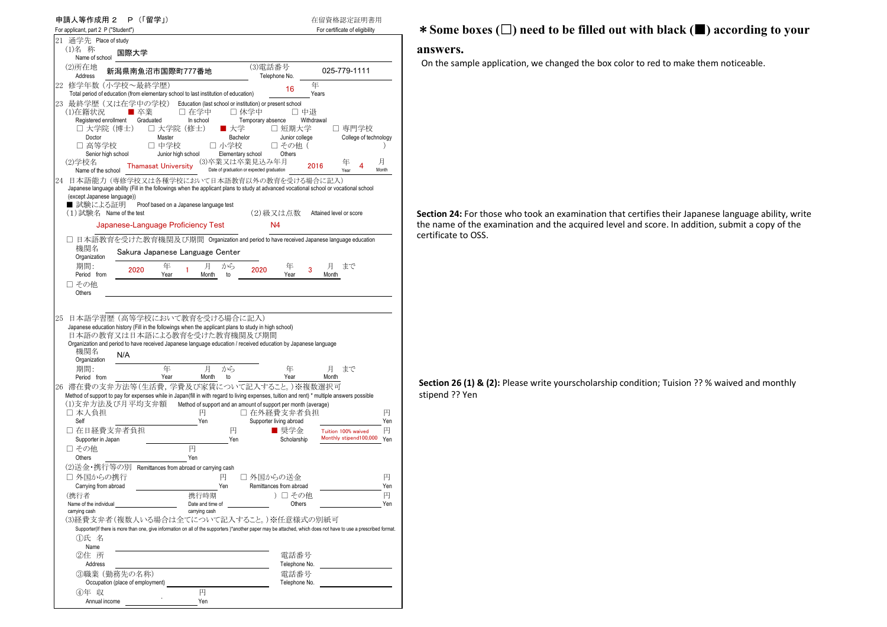申請人等作成用 2　P（「留学」）
For applicant, part 2 P ("Student")

在留資格認定証明書用
For certificate of eligibility

**＊Some boxes (□) need to be filled out with black (■) according to your answers.**

On the sample application, we changed the box color to red to make them noticeable.

21 通学先 Place of study

(1)名 称 Name of school: 国際大学

(2)所在地 Address: 新潟県南魚沼市国際町777番地

(3)電話番号 Telephone No.: 025-779-1111

22 修学年数（小学校～最終学歴）Total period of education (from elementary school to last institution of education): 16 年 Years

23 最終学歴（又は在学中の学校） Education (last school or institution) or present school

(1)在籍状況 Registered enrollment: ■ 卒業 Graduated　□ 在学中 In school　□ 休学中 Temporary absence　□ 中退 Withdrawal

□ 大学院（博士） Doctor　□ 大学院（修士） Master　■ 大学 Bachelor　□ 短期大学 Junior college　□ 専門学校 College of technology

□ 高等学校 Senior high school　□ 中学校 Junior high school　□ 小学校 Elementary school　□ その他（　　　） Others

(2)学校名 Name of the school: Thamasat University

(3)卒業又は卒業見込み年月 Date of graduation or expected graduation: 2016 年 Year 4 月 Month

24 日本語能力（専修学校又は各種学校において日本語教育以外の教育を受ける場合に記入）
Japanese language ability (Fill in the followings when the applicant plans to study at advanced vocational school or vocational school (except Japanese language))

■ 試験による証明 Proof based on a Japanese language test

(1) 試験名 Name of the test: Japanese-Language Proficiency Test

(2) 級又は点数 Attained level or score: N4

□ 日本語教育を受けた教育機関及び期間 Organization and period to have received Japanese language education

機関名 Organization: Sakura Japanese Language Center

期間: Period from 2020 年 Year 1 月 Month から to 2020 年 Year 3 月 Month まで

□ その他 Others

**Section 24:** For those who took an examination that certifies their Japanese language ability, write the name of the examination and the acquired level and score. In addition, submit a copy of the certificate to OSS.

25 日本語学習歴（高等学校において教育を受ける場合に記入）
Japanese education history (Fill in the followings when the applicant plans to study in high school)
日本語の教育又は日本語による教育を受けた教育機関及び期間
Organization and period to have received Japanese language education / received education by Japanese language

機関名 Organization: N/A

期間: Period from　年 Year　月 Month から to　年 Year　月 Month まで

26 滞在費の支弁方法等（生活費，学費及び家賃について記入すること。）※複数選択可
Method of support to pay for expenses while in Japan(fill in with regard to living expenses, tuition and rent) * multiple answers possible

(1)支弁方法及び月平均支弁額 Method of support and an amount of support per month (average)

□ 本人負担 Self　　　円 Yen
□ 在外経費支弁者負担 Supporter living abroad　　　円 Yen
□ 在日経費支弁者負担 Supporter in Japan　　　円 Yen
■ 奨学金 Scholarship　Tuition 100% waived　Monthly stipend100,000　円 Yen
□ その他 Others　　　円 Yen

(2)送金・携行等の別 Remittances from abroad or carrying cash

□ 外国からの携行 Carrying from abroad　　　円 Yen
□ 外国からの送金 Remittances from abroad　　　円 Yen
（携行者 Name of the individual carrying cash　　　携行時期 Date and time of carrying cash　　　）
□ その他 Others　　　円 Yen

(3)経費支弁者（複数人いる場合は全てについて記入すること。）※任意様式の別紙可
Supporter(If there is more than one, give information on all of the supporters )*another paper may be attached, which does not have to use a prescribed format.

①氏 名 Name
②住 所 Address　　　電話番号 Telephone No.
③職業（勤務先の名称） Occupation (place of employment)　　　電話番号 Telephone No.
④年 収 Annual income　　　円 Yen

**Section 26 (1) & (2):** Please write yourscholarship condition; Tuision ?? % waived and monthly stipend ?? Yen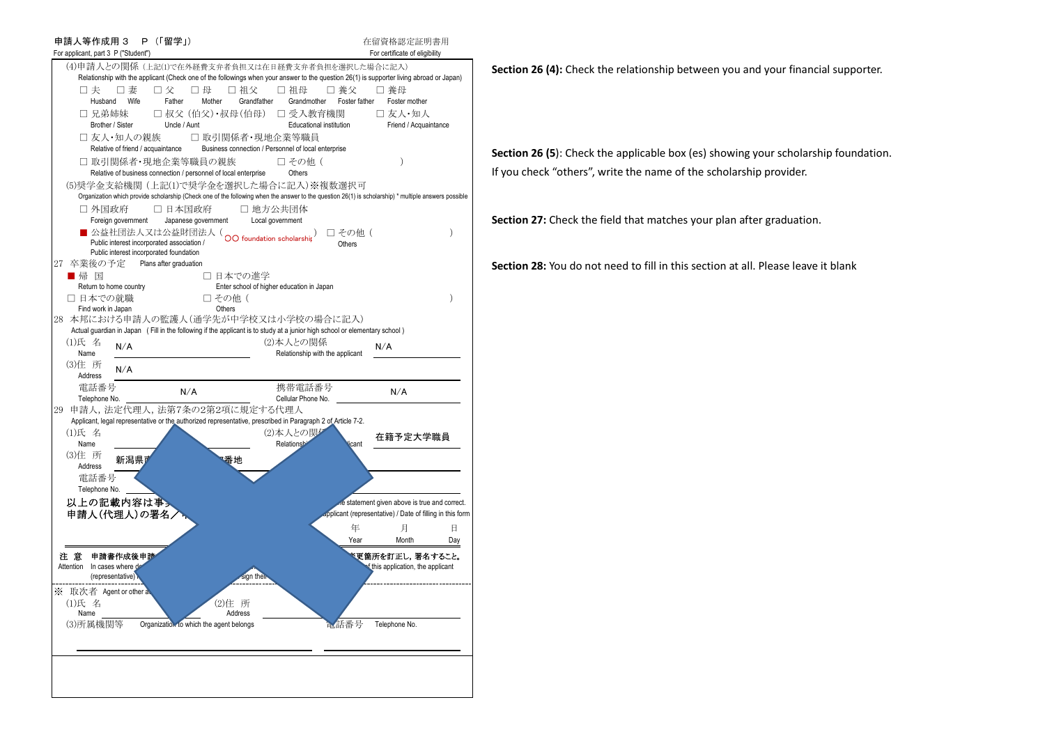申請人等作成用３　P（「留学」）
For applicant, part 3 P ("Student")

在留資格認定証明書用
For certificate of eligibility

(4)申請人との関係（上記(1)で在外経費支弁者負担又は在日経費支弁者負担を選択した場合に記入）
Relationship with the applicant (Check one of the followings when your answer to the question 26(1) is supporter living abroad or Japan)

- □ 夫 Husband
- □ 妻 Wife
- □ 父 Father
- □ 母 Mother
- □ 祖父 Grandfather
- □ 祖母 Grandmother
- □ 養父 Foster father
- □ 養母 Foster mother
- □ 兄弟姉妹 Brother / Sister
- □ 叔父(伯父)・叔母(伯母) Uncle / Aunt
- □ 受入教育機関 Educational institution
- □ 友人・知人 Friend / Acquaintance
- □ 友人・知人の親族 Relative of friend / acquaintance
- □ 取引関係者・現地企業等職員 Business connection / Personnel of local enterprise
- □ 取引関係者・現地企業等職員の親族 Relative of business connection / personnel of local enterprise
- □ その他（　　　　） Others

(5)奨学金支給機関（上記(1)で奨学金を選択した場合に記入）※複数選択可
Organization which provide scholarship (Check one of the following when the answer to the question 26(1) is scholarship) * multiple answers possible

- □ 外国政府 Foreign government
- □ 日本国政府 Japanese government
- □ 地方公共団体 Local government
- ■ 公益社団法人又は公益財団法人（ OO foundation scholarship ） Public interest incorporated association / Public interest incorporated foundation
- □ その他（　　　　） Others

27 卒業後の予定　Plans after graduation

- ■ 帰 国 Return to home country
- □ 日本での進学 Enter school of higher education in Japan
- □ 日本での就職 Find work in Japan
- □ その他（　　　　） Others

28 本邦における申請人の監護人（通学先が中学校又は小学校の場合に記入）
Actual guardian in Japan (Fill in the following if the applicant is to study at a junior high school or elementary school)

(1)氏 名 Name: N/A
(2)本人との関係 Relationship with the applicant: N/A
(3)住 所 Address: N/A
電話番号 Telephone No.: N/A
携帯電話番号 Cellular Phone No.: N/A

29 申請人，法定代理人，法第7条の2第2項に規定する代理人
Applicant, legal representative or the authorized representative, prescribed in Paragraph 2 of Article 7-2.

(1)氏 名 Name
(2)本人との関係 Relationship with the applicant: 在籍予定大学職員
(3)住 所 Address: 新潟県　　　番地
電話番号 Telephone No.

以上の記載内容は事実　　　　　　 the statement given above is true and correct.
申請人(代理人)の署名／　　　　　 applicant (representative) / Date of filling in this form

年 Year　月 Month　日 Day

注 意　申請書作成後申請　　　　　　更箇所を訂正し，署名すること。
Attention　In cases where d　　　　　　f this application, the applicant (representative)　　　　sign their

※ 取次者　Agent or other a
(1)氏 名 Name
(2)住 所 Address
(3)所属機関等 Organization to which the agent belongs
電話番号 Telephone No.

**Section 26 (4):** Check the relationship between you and your financial supporter.

**Section 26 (5)**: Check the applicable box (es) showing your scholarship foundation. If you check “others”, write the name of the scholarship provider.

**Section 27:** Check the field that matches your plan after graduation.

**Section 28:** You do not need to fill in this section at all. Please leave it blank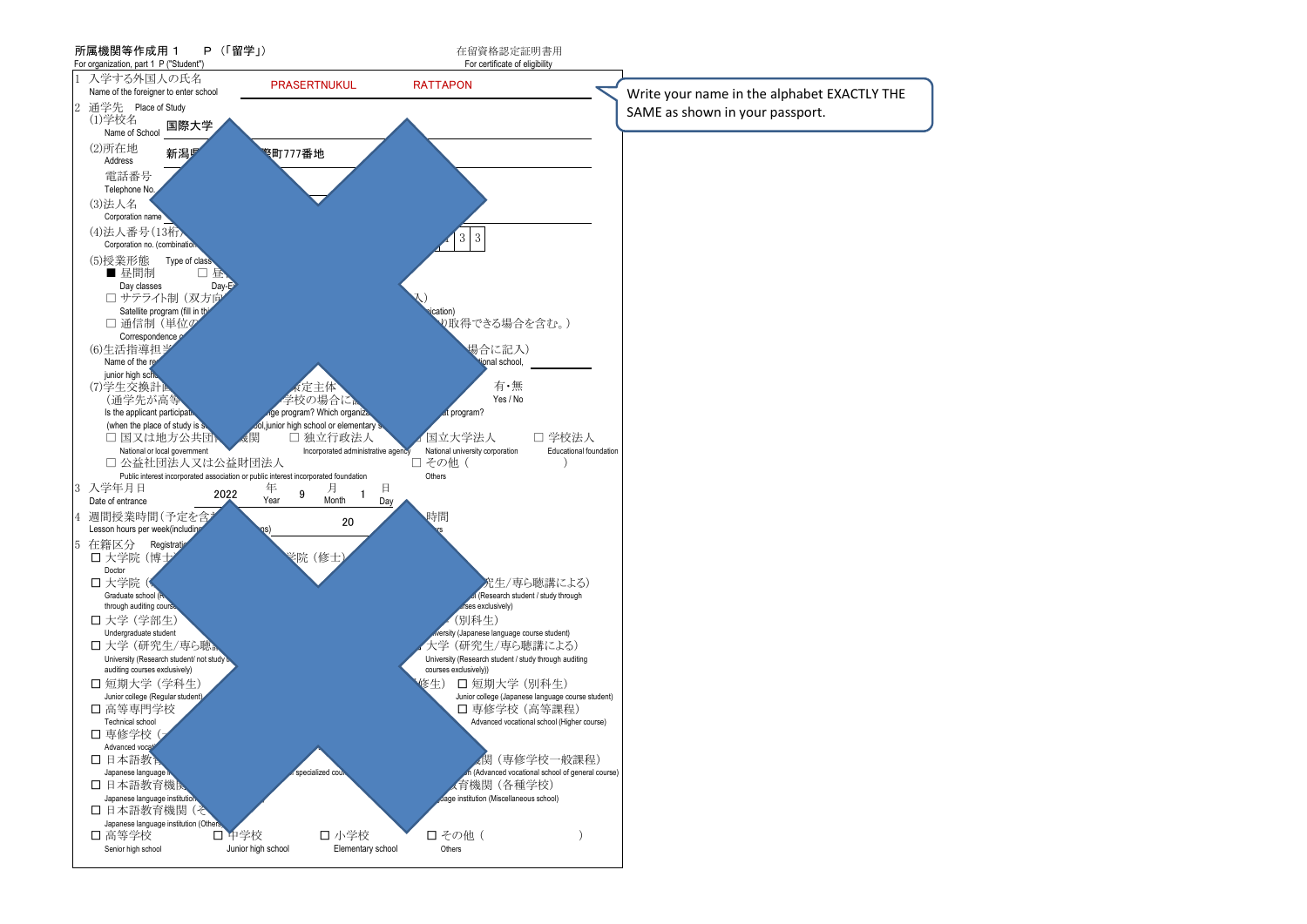所属機関等作成用 1　P（「留学」）
For organization, part 1 P ("Student")

在留資格認定証明書用
For certificate of eligibility

1 入学する外国人の氏名
Name of the foreigner to enter school
PRASERTNUKUL　RATTAPON

Write your name in the alphabet EXACTLY THE SAME as shown in your passport.

2 通学先　Place of Study

(1)学校名
Name of School
国際大学

(2)所在地
Address
新潟県　　　　　　　　　　瑳町777番地

電話番号
Telephone No.

(3)法人名
Corporation name

(4)法人番号(13桁)
Corporation no. (combination　　　　　　3 3

(5)授業形態　Type of class
■ 昼間制　□ 昼
Day classes　Day-E
□ サテライト制（双方向　　　　　　　入）
Satellite program (fill in th　　　　　　ication)
□ 通信制（単位の　　　　　　　り取得できる場合を含む。）
Correspondence c

(6)生活指導担当　　　　　　　　場合に記入）
Name of the re　　　　　　　　tional school,
junior high sch

(7)学生交換計画　　　　定主体　　　　有・無
（通学先が高等　　　学校の場合に記　　　　Yes / No
Is the applicant participati　　ge program? Which organiza　　at program?
(when the place of study is s　　ool,junior high school or elementary s

□ 国又は地方公共団体機関　□ 独立行政法人　□ 国立大学法人　□ 学校法人
National or local government　Incorporated administrative agency　National university corporation　Educational foundation

□ 公益社団法人又は公益財団法人　□ その他（　　　　）
Public interest incorporated association or public interest incorporated foundation　Others

3 入学年月日
Date of entrance
2022 年 Year　9 月 Month　1 日 Day

4 週間授業時間（予定を含　　　ns)　20　時間
Lesson hours per week(including　　　　　　　rs

5 在籍区分　Registratio

□ 大学院（博士　　　学院（修士）
Doctor

□ 大学院（　　　　　　　究生/専ら聴講による）
Graduate school (R　　　　l (Research student / study through
through auditing course　　rses exclusively)

□ 大学（学部生）　　　（別科生）
Undergraduate student　　versity (Japanese language course student)

□ 大学（研究生/専ら聴講　　大学（研究生/専ら聴講による）
University (Research student/ not study b　University (Research student / study through auditing
auditing courses exclusively)　courses exclusively))

□ 短期大学（学科生）　修生）　□ 短期大学（別科生）
Junior college (Regular student)　Junior college (Japanese language course student)

□ 高等専門学校　□ 専修学校（高等課程）
Technical school　Advanced vocational school (Higher course)

□ 専修学校（
Advanced vocat

□ 日本語教育　　　　　関（専修学校一般課程）
Japanese language i　specialized cou　n (Advanced vocational school of general course)

□ 日本語教育機関　　　育機関（各種学校）
Japanese language institution　uage institution (Miscellaneous school)

□ 日本語教育機関（そ
Japanese language institution (Others

□ 高等学校　□ 中学校　□ 小学校　□ その他（　　　）
Senior high school　Junior high school　Elementary school　Others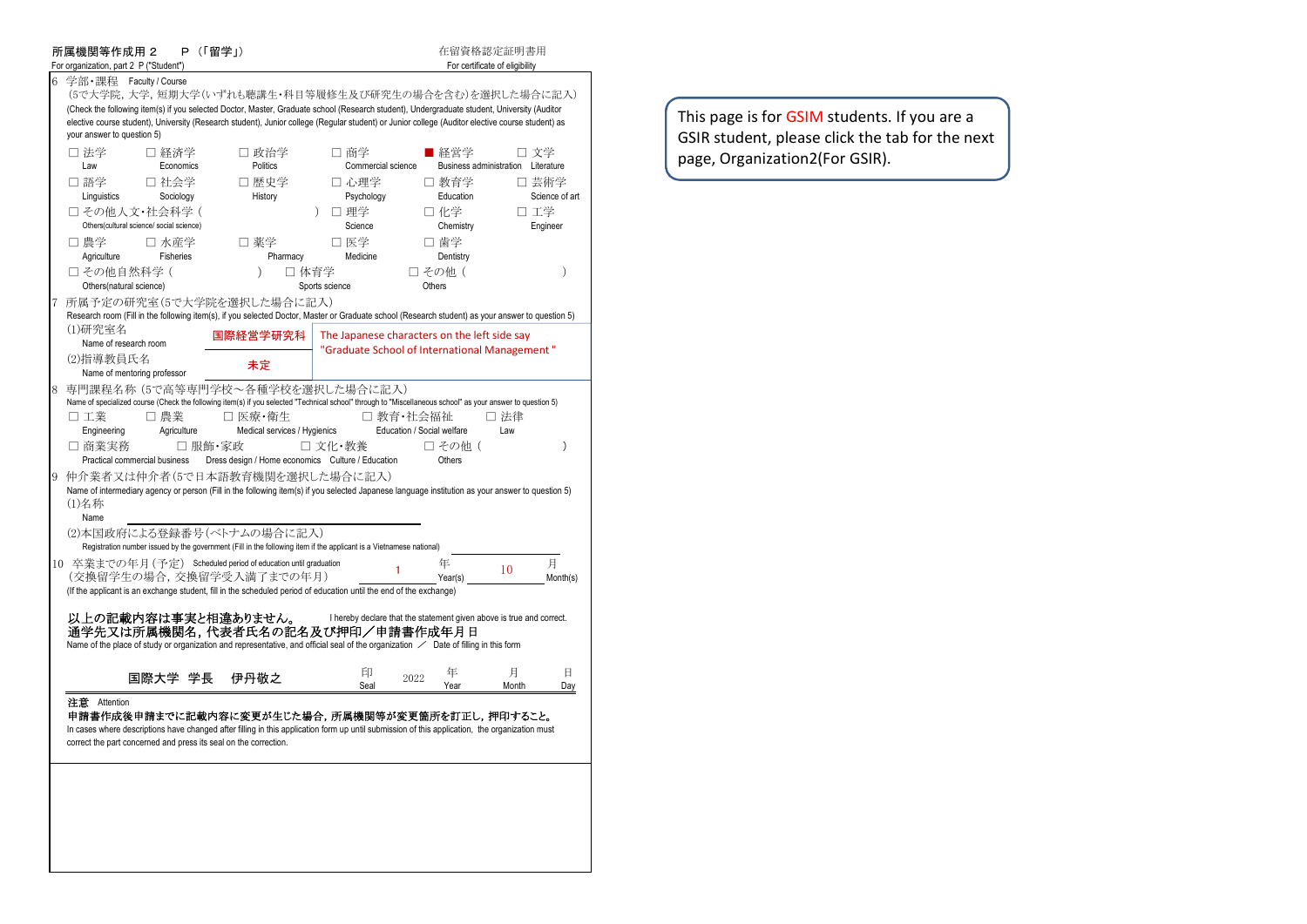**所属機関等作成用２　P（「留学」）**
For organization, part 2 P ("Student")

在留資格認定証明書用
For certificate of eligibility

6　学部・課程　Faculty / Course
（5で大学院，大学，短期大学（いずれも聴講生・科目等履修生及び研究生の場合を含む）を選択した場合に記入）
(Check the following item(s) if you selected Doctor, Master, Graduate school (Research student), Undergraduate student, University (Auditor elective course student), University (Research student), Junior college (Regular student) or Junior college (Auditor elective course student) as your answer to question 5)

- □ 法学 Law　□ 経済学 Economics　□ 政治学 Politics　□ 商学 Commercial science　■ 経営学 Business administration　□ 文学 Literature
- □ 語学 Linguistics　□ 社会学 Sociology　□ 歴史学 History　□ 心理学 Psychology　□ 教育学 Education　□ 芸術学 Science of art
- □ その他人文・社会科学（　　）Others(cultural science/ social science)　□ 理学 Science　□ 化学 Chemistry　□ 工学 Engineer
- □ 農学 Agriculture　□ 水産学 Fisheries　□ 薬学 Pharmacy　□ 医学 Medicine　□ 歯学 Dentistry
- □ その他自然科学（　　）Others(natural science)　□ 体育学 Sports science　□ その他（　　）Others

7　所属予定の研究室（5で大学院を選択した場合に記入）
Research room (Fill in the following item(s), if you selected Doctor, Master or Graduate school (Research student) as your answer to question 5)

(1)研究室名 Name of research room　**国際経営学研究科**
(2)指導教員氏名 Name of mentoring professor　**未定**

The Japanese characters on the left side say "Graduate School of International Management "

8　専門課程名称（5で高等専門学校～各種学校を選択した場合に記入）
Name of specialized course (Check the following item(s) if you selected "Technical school" through to "Miscellaneous school" as your answer to question 5)

- □ 工業 Engineering　□ 農業 Agriculture　□ 医療・衛生 Medical services / Hygienics　□ 教育・社会福祉 Education / Social welfare　□ 法律 Law
- □ 商業実務 Practical commercial business　□ 服飾・家政 Dress design / Home economics　□ 文化・教養 Culture / Education　□ その他（　　）Others

9　仲介業者又は仲介者（5で日本語教育機関を選択した場合に記入）
Name of intermediary agency or person (Fill in the following item(s) if you selected Japanese language institution as your answer to question 5)

(1)名称 Name

(2)本国政府による登録番号（ベトナムの場合に記入）
Registration number issued by the government (Fill in the following item if the applicant is a Vietnamese national)

10　卒業までの年月（予定）Scheduled period of education until graduation　1 年 Year(s)　10 月 Month(s)
（交換留学生の場合，交換留学受入満了までの年月）
(If the applicant is an exchange student, fill in the scheduled period of education until the end of the exchange)

**以上の記載内容は事実と相違ありません。** I hereby declare that the statement given above is true and correct.
**通学先又は所属機関名，代表者氏名の記名及び押印／申請書作成年月日**
Name of the place of study or organization and representative, and official seal of the organization ／ Date of filling in this form

**国際大学　学長　伊丹敬之**　印 Seal　2022 年 Year　月 Month　日 Day

**注意** Attention
**申請書作成後申請までに記載内容に変更が生じた場合，所属機関等が変更箇所を訂正し，押印すること。**
In cases where descriptions have changed after filling in this application form up until submission of this application, the organization must correct the part concerned and press its seal on the correction.

This page is for GSIM students. If you are a GSIR student, please click the tab for the next page, Organization2(For GSIR).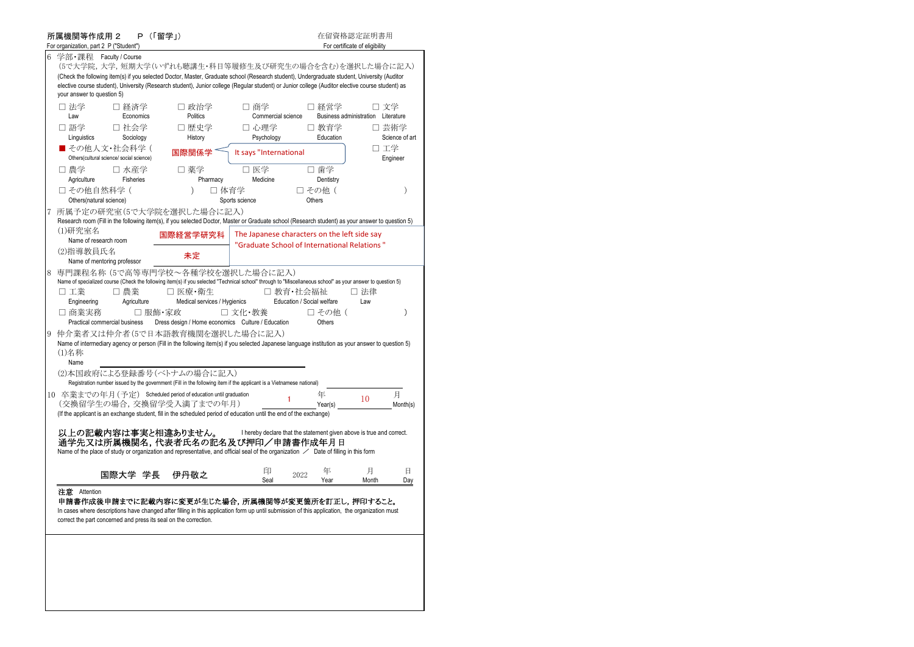所属機関等作成用２　Ｐ（「留学」）
For organization, part 2 P ("Student")

在留資格認定証明書用
For certificate of eligibility

6 学部・課程 Faculty / Course
（5で大学院，大学，短期大学（いずれも聴講生・科目等履修生及び研究生の場合を含む）を選択した場合に記入）
(Check the following item(s) if you selected Doctor, Master, Graduate school (Research student), Undergraduate student, University (Auditor elective course student), University (Research student), Junior college (Regular student) or Junior college (Auditor elective course student) as your answer to question 5)

□ 法学 Law　□ 経済学 Economics　□ 政治学 Politics　□ 商学 Commercial science　□ 経営学 Business administration　□ 文学 Literature
□ 語学 Linguistics　□ 社会学 Sociology　□ 歴史学 History　□ 心理学 Psychology　□ 教育学 Education　□ 芸術学 Science of art
■ その他人文・社会科学（ 国際関係学 ） Others(cultural science/ social science)　□ 工学 Engineer

It says "International

□ 農学 Agriculture　□ 水産学 Fisheries　□ 薬学 Pharmacy　□ 医学 Medicine　□ 歯学 Dentistry
□ その他自然科学（　　） Others(natural science)　□ 体育学 Sports science　□ その他（　　） Others

7 所属予定の研究室（5で大学院を選択した場合に記入）
Research room (Fill in the following item(s), if you selected Doctor, Master or Graduate school (Research student) as your answer to question 5)
(1)研究室名 Name of research room　国際経営学研究科
(2)指導教員氏名 Name of mentoring professor　未定

The Japanese characters on the left side say "Graduate School of International Relations "

8 専門課程名称（5で高等専門学校～各種学校を選択した場合に記入）
Name of specialized course (Check the following item(s) if you selected "Technical school" through to "Miscellaneous school" as your answer to question 5)
□ 工業 Engineering　□ 農業 Agriculture　□ 医療・衛生 Medical services / Hygienics　□ 教育・社会福祉 Education / Social welfare　□ 法律 Law
□ 商業実務 Practical commercial business　□ 服飾・家政 Dress design / Home economics　□ 文化・教養 Culture / Education　□ その他（　　） Others

9 仲介業者又は仲介者（5で日本語教育機関を選択した場合に記入）
Name of intermediary agency or person (Fill in the following item(s) if you selected Japanese language institution as your answer to question 5)
(1)名称 Name
(2)本国政府による登録番号（ベトナムの場合に記入）
Registration number issued by the government (Fill in the following item if the applicant is a Vietnamese national)

10 卒業までの年月（予定） Scheduled period of education until graduation　1 年 Year(s)　10 月 Month(s)
（交換留学生の場合，交換留学受入満了までの年月）
(If the applicant is an exchange student, fill in the scheduled period of education until the end of the exchange)

**以上の記載内容は事実と相違ありません。** I hereby declare that the statement given above is true and correct.
**通学先又は所属機関名，代表者氏名の記名及び押印／申請書作成年月日**
Name of the place of study or organization and representative, and official seal of the organization ／ Date of filling in this form

国際大学 学長　伊丹敬之　印 Seal　2022 年 Year　月 Month　日 Day

**注意** Attention
**申請書作成後申請までに記載内容に変更が生じた場合，所属機関等が変更箇所を訂正し，押印すること。**
In cases where descriptions have changed after filling in this application form up until submission of this application, the organization must correct the part concerned and press its seal on the correction.